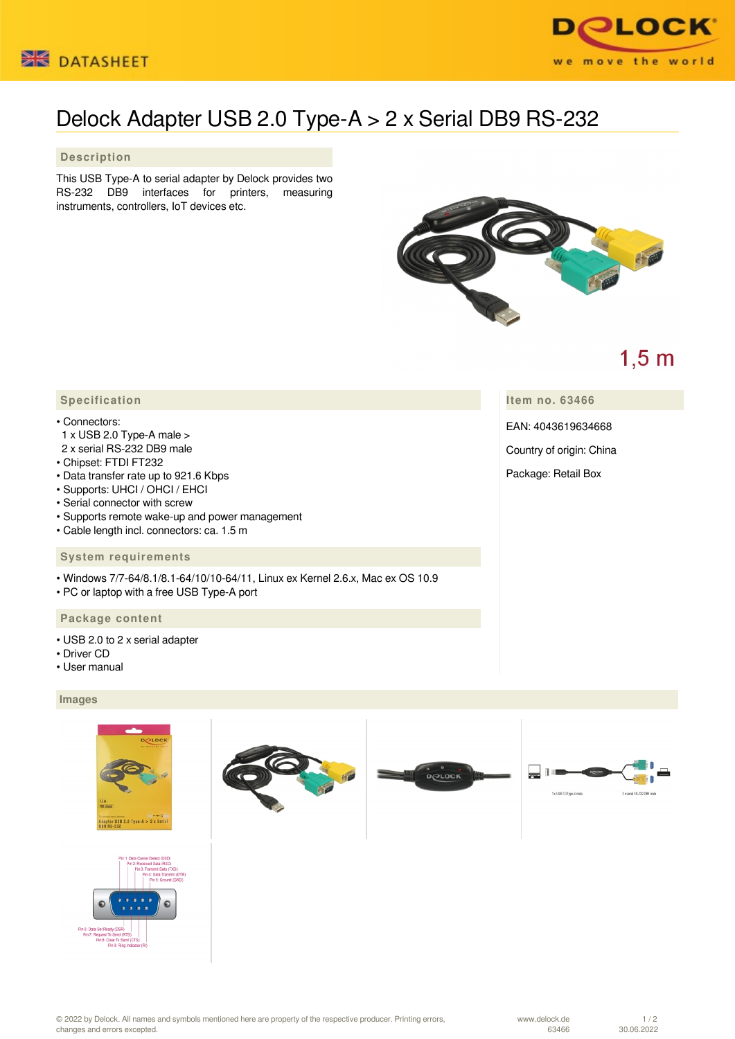DATASHEET

# Delock Adapter USB 2.0 Type-A > 2 x Serial DB9 RS-232

## Description

This USB Type-A to serial adapter by Delock provides two RS-232 DB9 interfaces for printers, measuring instruments, controllers, IoT devices etc.

1,5 m

## Specification

- Connectors:
  1 x USB 2.0 Type-A male >
  2 x serial RS-232 DB9 male
- Chipset: FTDI FT232
- Data transfer rate up to 921.6 Kbps
- Supports: UHCI / OHCI / EHCI
- Serial connector with screw
- Supports remote wake-up and power management
- Cable length incl. connectors: ca. 1.5 m

## Item no. 63466

EAN: 4043619634668

Country of origin: China

Package: Retail Box

## System requirements

- Windows 7/7-64/8.1/8.1-64/10/10-64/11, Linux ex Kernel 2.6.x, Mac ex OS 10.9
- PC or laptop with a free USB Type-A port

## Package content

- USB 2.0 to 2 x serial adapter
- Driver CD
- User manual

## Images

Pin 1: Data Carrier Detect (DCD)
Pin 2: Received Data (RXD)
Pin 3: Transmit Data (TXD)
Pin 4: Data Transmit (DTR)
Pin 5: Ground (GRD)
Pin 6: Data Set Ready (DSR)
Pin 7: Request To Send (RTS)
Pin 8: Clear To Send (CTS)
Pin 9: Ring Indicator (RI)

© 2022 by Delock. All names and symbols mentioned here are property of the respective producer. Printing errors, changes and errors excepted.

www.delock.de 63466 30.06.2022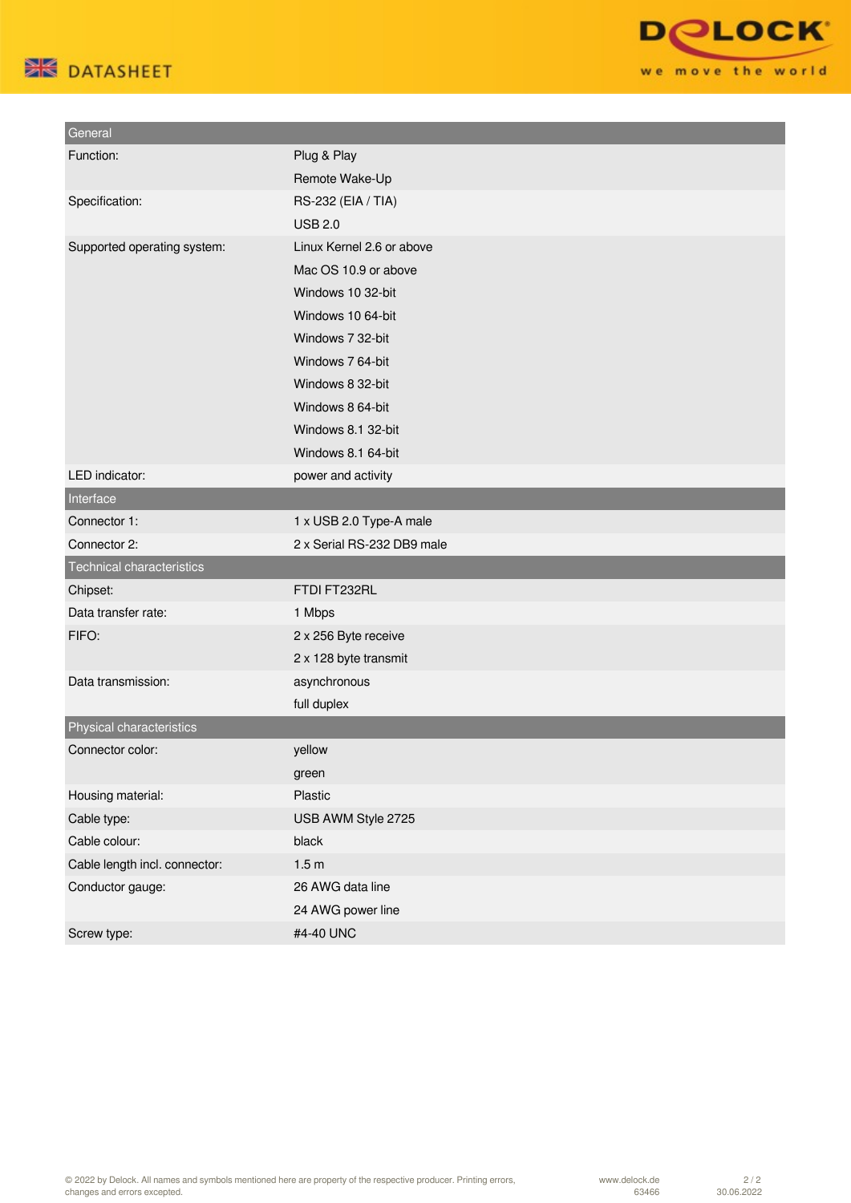| | |
|---|---|
| **General** | |
| Function: | Plug & Play |
| | Remote Wake-Up |
| Specification: | RS-232 (EIA / TIA) |
| | USB 2.0 |
| Supported operating system: | Linux Kernel 2.6 or above |
| | Mac OS 10.9 or above |
| | Windows 10 32-bit |
| | Windows 10 64-bit |
| | Windows 7 32-bit |
| | Windows 7 64-bit |
| | Windows 8 32-bit |
| | Windows 8 64-bit |
| | Windows 8.1 32-bit |
| | Windows 8.1 64-bit |
| LED indicator: | power and activity |
| **Interface** | |
| Connector 1: | 1 x USB 2.0 Type-A male |
| Connector 2: | 2 x Serial RS-232 DB9 male |
| **Technical characteristics** | |
| Chipset: | FTDI FT232RL |
| Data transfer rate: | 1 Mbps |
| FIFO: | 2 x 256 Byte receive |
| | 2 x 128 byte transmit |
| Data transmission: | asynchronous |
| | full duplex |
| **Physical characteristics** | |
| Connector color: | yellow |
| | green |
| Housing material: | Plastic |
| Cable type: | USB AWM Style 2725 |
| Cable colour: | black |
| Cable length incl. connector: | 1.5 m |
| Conductor gauge: | 26 AWG data line |
| | 24 AWG power line |
| Screw type: | #4-40 UNC |